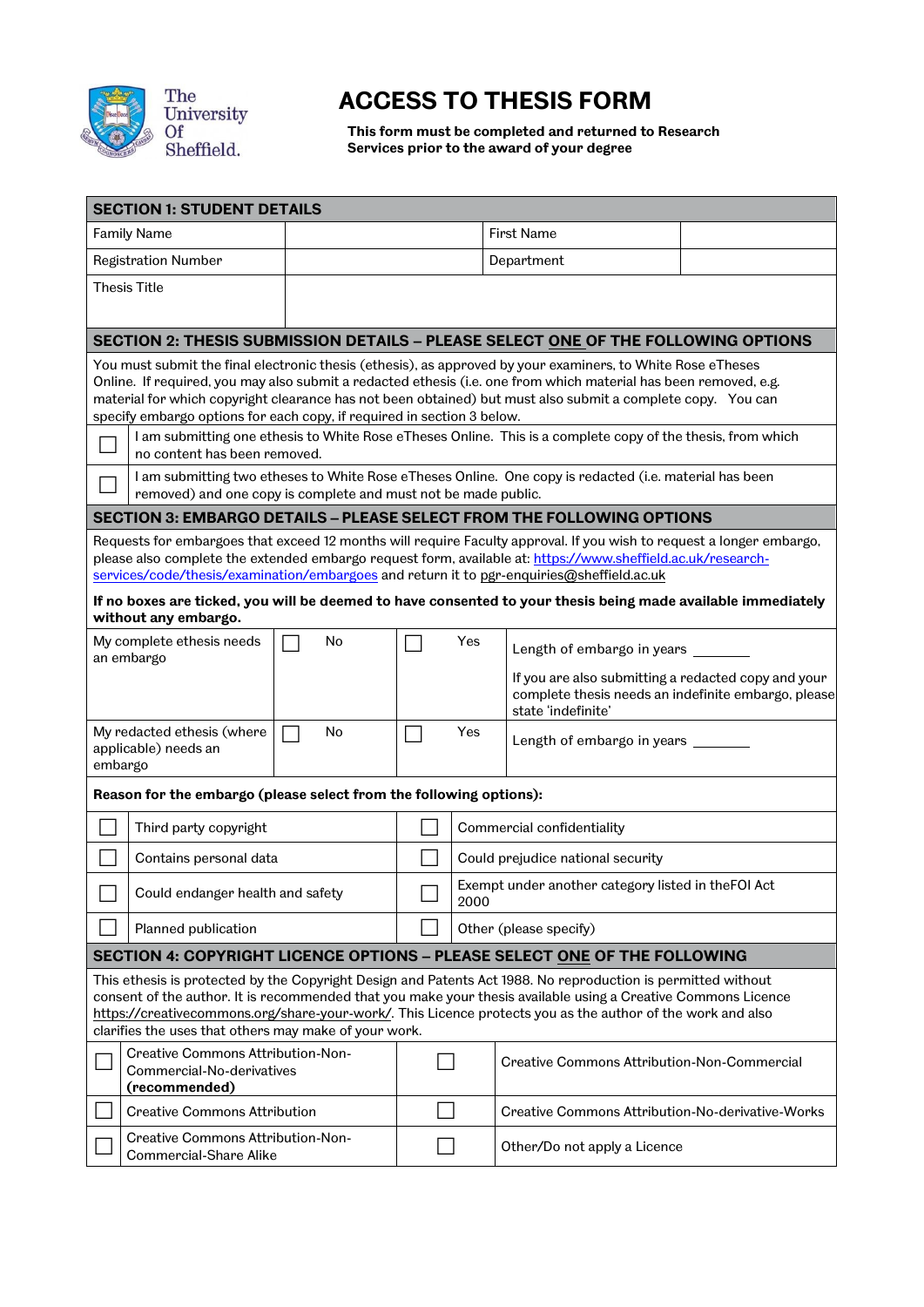The University Of Sheffield.

# ACCESS TO THESIS FORM

**This form must be completed and returned to Research Services prior to the award of your degree**

## SECTION 1: STUDENT DETAILS

| Family Name | | First Name | |
|---|---|---|---|
| Registration Number | | Department | |
| Thesis Title | | | |

## SECTION 2: THESIS SUBMISSION DETAILS – PLEASE SELECT ONE OF THE FOLLOWING OPTIONS

You must submit the final electronic thesis (ethesis), as approved by your examiners, to White Rose eTheses Online. If required, you may also submit a redacted ethesis (i.e. one from which material has been removed, e.g. material for which copyright clearance has not been obtained) but must also submit a complete copy. You can specify embargo options for each copy, if required in section 3 below.

- ☐ I am submitting one ethesis to White Rose eTheses Online. This is a complete copy of the thesis, from which no content has been removed.
- ☐ I am submitting two etheses to White Rose eTheses Online. One copy is redacted (i.e. material has been removed) and one copy is complete and must not be made public.

## SECTION 3: EMBARGO DETAILS – PLEASE SELECT FROM THE FOLLOWING OPTIONS

Requests for embargoes that exceed 12 months will require Faculty approval. If you wish to request a longer embargo, please also complete the extended embargo request form, available at: https://www.sheffield.ac.uk/research-services/code/thesis/examination/embargoes and return it to pgr-enquiries@sheffield.ac.uk

**If no boxes are ticked, you will be deemed to have consented to your thesis being made available immediately without any embargo.**

| | | | |
|---|---|---|---|
| My complete ethesis needs an embargo | ☐ No | ☐ Yes | Length of embargo in years ______<br>If you are also submitting a redacted copy and your complete thesis needs an indefinite embargo, please state 'indefinite' |
| My redacted ethesis (where applicable) needs an embargo | ☐ No | ☐ Yes | Length of embargo in years ______ |

**Reason for the embargo (please select from the following options):**

| | |
|---|---|
| ☐ Third party copyright | ☐ Commercial confidentiality |
| ☐ Contains personal data | ☐ Could prejudice national security |
| ☐ Could endanger health and safety | ☐ Exempt under another category listed in theFOI Act 2000 |
| ☐ Planned publication | ☐ Other (please specify) |

## SECTION 4: COPYRIGHT LICENCE OPTIONS – PLEASE SELECT ONE OF THE FOLLOWING

This ethesis is protected by the Copyright Design and Patents Act 1988. No reproduction is permitted without consent of the author. It is recommended that you make your thesis available using a Creative Commons Licence https://creativecommons.org/share-your-work/. This Licence protects you as the author of the work and also clarifies the uses that others may make of your work.

| | |
|---|---|
| ☐ Creative Commons Attribution-Non-Commercial-No-derivatives **(recommended)** | ☐ Creative Commons Attribution-Non-Commercial |
| ☐ Creative Commons Attribution | ☐ Creative Commons Attribution-No-derivative-Works |
| ☐ Creative Commons Attribution-Non-Commercial-Share Alike | ☐ Other/Do not apply a Licence |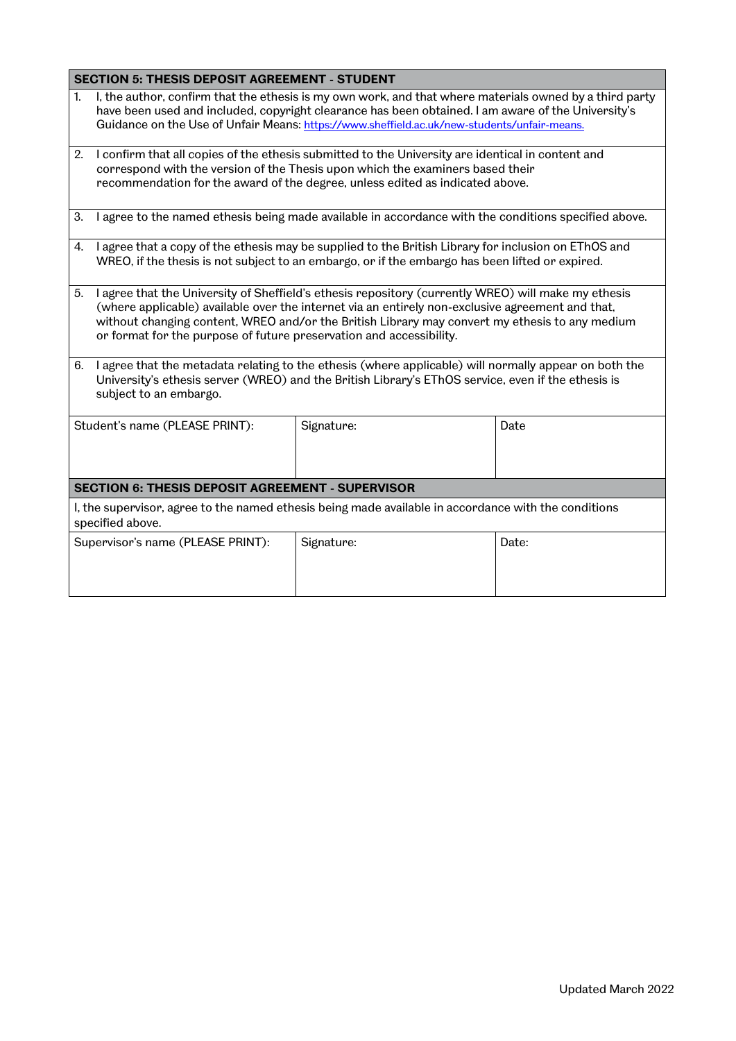## SECTION 5: THESIS DEPOSIT AGREEMENT - STUDENT

1. I, the author, confirm that the ethesis is my own work, and that where materials owned by a third party have been used and included, copyright clearance has been obtained. I am aware of the University's Guidance on the Use of Unfair Means: https://www.sheffield.ac.uk/new-students/unfair-means.
2. I confirm that all copies of the ethesis submitted to the University are identical in content and correspond with the version of the Thesis upon which the examiners based their recommendation for the award of the degree, unless edited as indicated above.
3. I agree to the named ethesis being made available in accordance with the conditions specified above.
4. I agree that a copy of the ethesis may be supplied to the British Library for inclusion on EThOS and WREO, if the thesis is not subject to an embargo, or if the embargo has been lifted or expired.
5. I agree that the University of Sheffield's ethesis repository (currently WREO) will make my ethesis (where applicable) available over the internet via an entirely non-exclusive agreement and that, without changing content, WREO and/or the British Library may convert my ethesis to any medium or format for the purpose of future preservation and accessibility.
6. I agree that the metadata relating to the ethesis (where applicable) will normally appear on both the University's ethesis server (WREO) and the British Library's EThOS service, even if the ethesis is subject to an embargo.

| Student's name (PLEASE PRINT): | Signature: | Date |
|---|---|---|
| | | |

## SECTION 6: THESIS DEPOSIT AGREEMENT - SUPERVISOR

I, the supervisor, agree to the named ethesis being made available in accordance with the conditions specified above.

| Supervisor's name (PLEASE PRINT): | Signature: | Date: |
|---|---|---|
| | | |

Updated March 2022